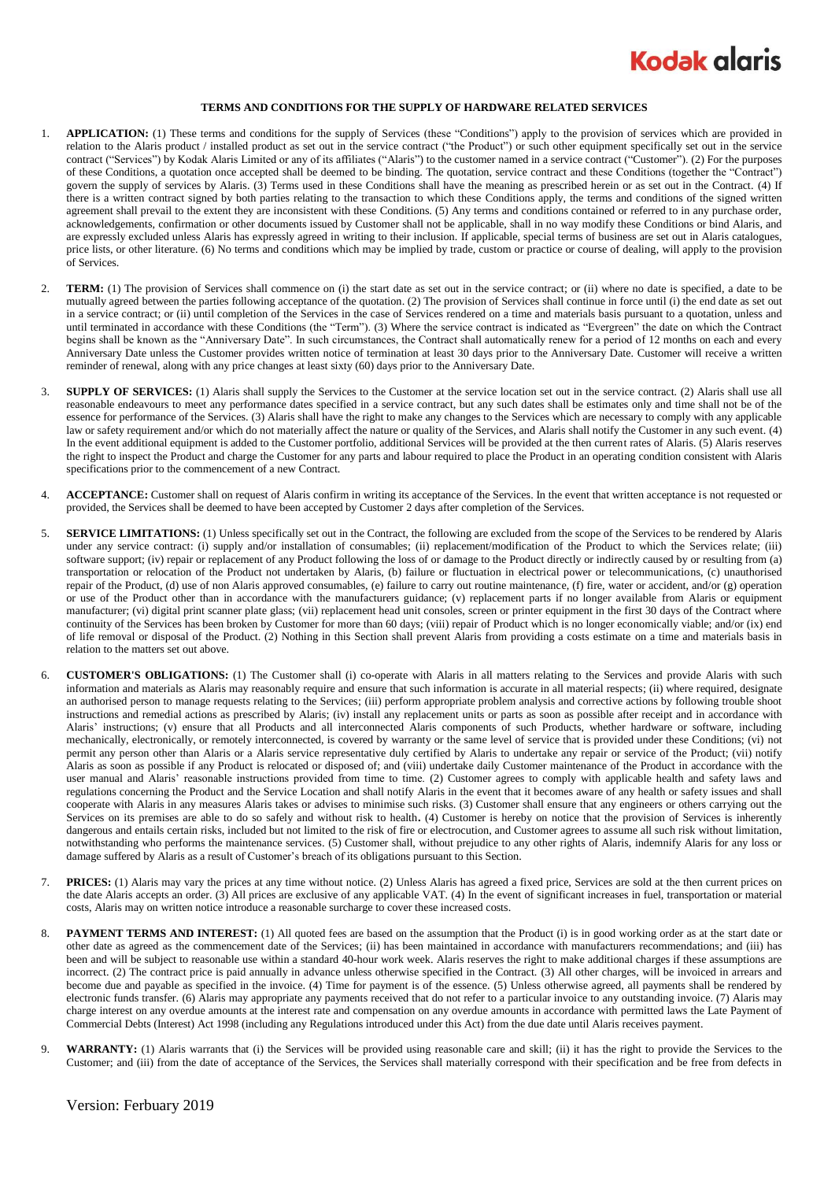# TERMS AND CONDITIONS FOR THE SUPPLY OF HARDWARE RELATED SERVICES

1. **APPLICATION:** (1) These terms and conditions for the supply of Services (these "Conditions") apply to the provision of services which are provided in relation to the Alaris product / installed product as set out in the service contract ("the Product") or such other equipment specifically set out in the service contract ("Services") by Kodak Alaris Limited or any of its affiliates ("Alaris") to the customer named in a service contract ("Customer"). (2) For the purposes of these Conditions, a quotation once accepted shall be deemed to be binding. The quotation, service contract and these Conditions (together the "Contract") govern the supply of services by Alaris. (3) Terms used in these Conditions shall have the meaning as prescribed herein or as set out in the Contract. (4) If there is a written contract signed by both parties relating to the transaction to which these Conditions apply, the terms and conditions of the signed written agreement shall prevail to the extent they are inconsistent with these Conditions. (5) Any terms and conditions contained or referred to in any purchase order, acknowledgements, confirmation or other documents issued by Customer shall not be applicable, shall in no way modify these Conditions or bind Alaris, and are expressly excluded unless Alaris has expressly agreed in writing to their inclusion. If applicable, special terms of business are set out in Alaris catalogues, price lists, or other literature. (6) No terms and conditions which may be implied by trade, custom or practice or course of dealing, will apply to the provision of Services.

2. **TERM:** (1) The provision of Services shall commence on (i) the start date as set out in the service contract; or (ii) where no date is specified, a date to be mutually agreed between the parties following acceptance of the quotation. (2) The provision of Services shall continue in force until (i) the end date as set out in a service contract; or (ii) until completion of the Services in the case of Services rendered on a time and materials basis pursuant to a quotation, unless and until terminated in accordance with these Conditions (the "Term"). (3) Where the service contract is indicated as "Evergreen" the date on which the Contract begins shall be known as the "Anniversary Date". In such circumstances, the Contract shall automatically renew for a period of 12 months on each and every Anniversary Date unless the Customer provides written notice of termination at least 30 days prior to the Anniversary Date. Customer will receive a written reminder of renewal, along with any price changes at least sixty (60) days prior to the Anniversary Date.

3. **SUPPLY OF SERVICES:** (1) Alaris shall supply the Services to the Customer at the service location set out in the service contract. (2) Alaris shall use all reasonable endeavours to meet any performance dates specified in a service contract, but any such dates shall be estimates only and time shall not be of the essence for performance of the Services. (3) Alaris shall have the right to make any changes to the Services which are necessary to comply with any applicable law or safety requirement and/or which do not materially affect the nature or quality of the Services, and Alaris shall notify the Customer in any such event. (4) In the event additional equipment is added to the Customer portfolio, additional Services will be provided at the then current rates of Alaris. (5) Alaris reserves the right to inspect the Product and charge the Customer for any parts and labour required to place the Product in an operating condition consistent with Alaris specifications prior to the commencement of a new Contract.

4. **ACCEPTANCE:** Customer shall on request of Alaris confirm in writing its acceptance of the Services. In the event that written acceptance is not requested or provided, the Services shall be deemed to have been accepted by Customer 2 days after completion of the Services.

5. **SERVICE LIMITATIONS:** (1) Unless specifically set out in the Contract, the following are excluded from the scope of the Services to be rendered by Alaris under any service contract: (i) supply and/or installation of consumables; (ii) replacement/modification of the Product to which the Services relate; (iii) software support; (iv) repair or replacement of any Product following the loss of or damage to the Product directly or indirectly caused by or resulting from (a) transportation or relocation of the Product not undertaken by Alaris, (b) failure or fluctuation in electrical power or telecommunications, (c) unauthorised repair of the Product, (d) use of non Alaris approved consumables, (e) failure to carry out routine maintenance, (f) fire, water or accident, and/or (g) operation or use of the Product other than in accordance with the manufacturers guidance; (v) replacement parts if no longer available from Alaris or equipment manufacturer; (vi) digital print scanner plate glass; (vii) replacement head unit consoles, screen or printer equipment in the first 30 days of the Contract where continuity of the Services has been broken by Customer for more than 60 days; (viii) repair of Product which is no longer economically viable; and/or (ix) end of life removal or disposal of the Product. (2) Nothing in this Section shall prevent Alaris from providing a costs estimate on a time and materials basis in relation to the matters set out above.

6. **CUSTOMER'S OBLIGATIONS:** (1) The Customer shall (i) co-operate with Alaris in all matters relating to the Services and provide Alaris with such information and materials as Alaris may reasonably require and ensure that such information is accurate in all material respects; (ii) where required, designate an authorised person to manage requests relating to the Services; (iii) perform appropriate problem analysis and corrective actions by following trouble shoot instructions and remedial actions as prescribed by Alaris; (iv) install any replacement units or parts as soon as possible after receipt and in accordance with Alaris' instructions; (v) ensure that all Products and all interconnected Alaris components of such Products, whether hardware or software, including mechanically, electronically, or remotely interconnected, is covered by warranty or the same level of service that is provided under these Conditions; (vi) not permit any person other than Alaris or a Alaris service representative duly certified by Alaris to undertake any repair or service of the Product; (vii) notify Alaris as soon as possible if any Product is relocated or disposed of; and (viii) undertake daily Customer maintenance of the Product in accordance with the user manual and Alaris' reasonable instructions provided from time to time. (2) Customer agrees to comply with applicable health and safety laws and regulations concerning the Product and the Service Location and shall notify Alaris in the event that it becomes aware of any health or safety issues and shall cooperate with Alaris in any measures Alaris takes or advises to minimise such risks. (3) Customer shall ensure that any engineers or others carrying out the Services on its premises are able to do so safely and without risk to health**.** (4) Customer is hereby on notice that the provision of Services is inherently dangerous and entails certain risks, included but not limited to the risk of fire or electrocution, and Customer agrees to assume all such risk without limitation, notwithstanding who performs the maintenance services. (5) Customer shall, without prejudice to any other rights of Alaris, indemnify Alaris for any loss or damage suffered by Alaris as a result of Customer's breach of its obligations pursuant to this Section.

7. **PRICES:** (1) Alaris may vary the prices at any time without notice. (2) Unless Alaris has agreed a fixed price, Services are sold at the then current prices on the date Alaris accepts an order. (3) All prices are exclusive of any applicable VAT. (4) In the event of significant increases in fuel, transportation or material costs, Alaris may on written notice introduce a reasonable surcharge to cover these increased costs.

8. **PAYMENT TERMS AND INTEREST:** (1) All quoted fees are based on the assumption that the Product (i) is in good working order as at the start date or other date as agreed as the commencement date of the Services; (ii) has been maintained in accordance with manufacturers recommendations; and (iii) has been and will be subject to reasonable use within a standard 40-hour work week. Alaris reserves the right to make additional charges if these assumptions are incorrect. (2) The contract price is paid annually in advance unless otherwise specified in the Contract. (3) All other charges, will be invoiced in arrears and become due and payable as specified in the invoice. (4) Time for payment is of the essence. (5) Unless otherwise agreed, all payments shall be rendered by electronic funds transfer. (6) Alaris may appropriate any payments received that do not refer to a particular invoice to any outstanding invoice. (7) Alaris may charge interest on any overdue amounts at the interest rate and compensation on any overdue amounts in accordance with permitted laws the Late Payment of Commercial Debts (Interest) Act 1998 (including any Regulations introduced under this Act) from the due date until Alaris receives payment.

9. **WARRANTY:** (1) Alaris warrants that (i) the Services will be provided using reasonable care and skill; (ii) it has the right to provide the Services to the Customer; and (iii) from the date of acceptance of the Services, the Services shall materially correspond with their specification and be free from defects in

Version: Ferbuary 2019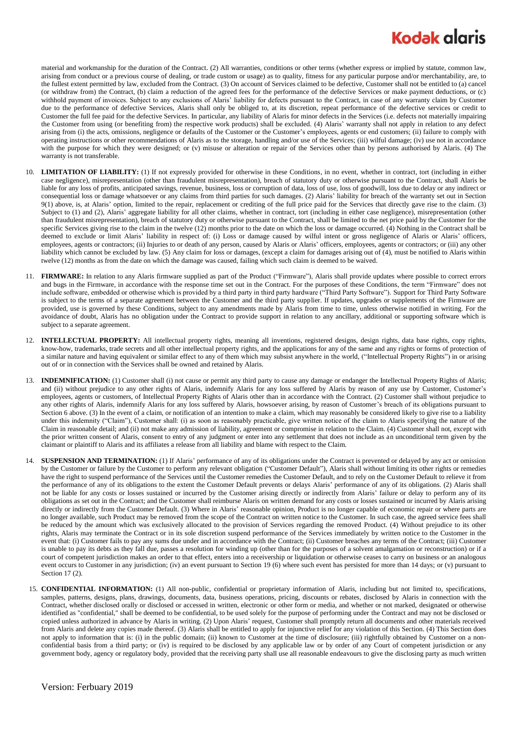material and workmanship for the duration of the Contract. (2) All warranties, conditions or other terms (whether express or implied by statute, common law, arising from conduct or a previous course of dealing, or trade custom or usage) as to quality, fitness for any particular purpose and/or merchantability, are, to the fullest extent permitted by law, excluded from the Contract. (3) On account of Services claimed to be defective, Customer shall not be entitled to (a) cancel (or withdraw from) the Contract, (b) claim a reduction of the agreed fees for the performance of the defective Services or make payment deductions, or (c) withhold payment of invoices. Subject to any exclusions of Alaris' liability for defects pursuant to the Contract, in case of any warranty claim by Customer due to the performance of defective Services, Alaris shall only be obliged to, at its discretion, repeat performance of the defective services or credit to Customer the full fee paid for the defective Services. In particular, any liability of Alaris for minor defects in the Services (i.e. defects not materially impairing the Customer from using (or benefiting from) the respective work products) shall be excluded. (4) Alaris' warranty shall not apply in relation to any defect arising from (i) the acts, omissions, negligence or defaults of the Customer or the Customer's employees, agents or end customers; (ii) failure to comply with operating instructions or other recommendations of Alaris as to the storage, handling and/or use of the Services; (iii) wilful damage; (iv) use not in accordance with the purpose for which they were designed; or (v) misuse or alteration or repair of the Services other than by persons authorised by Alaris. (4) The warranty is not transferable.

10. **LIMITATION OF LIABILITY:** (1) If not expressly provided for otherwise in these Conditions, in no event, whether in contract, tort (including in either case negligence), misrepresentation (other than fraudulent misrepresentation), breach of statutory duty or otherwise pursuant to the Contract, shall Alaris be liable for any loss of profits, anticipated savings, revenue, business, loss or corruption of data, loss of use, loss of goodwill, loss due to delay or any indirect or consequential loss or damage whatsoever or any claims from third parties for such damages. (2) Alaris' liability for breach of the warranty set out in Section 9(1) above, is, at Alaris' option, limited to the repair, replacement or crediting of the full price paid for the Services that directly gave rise to the claim. (3) Subject to (1) and (2), Alaris' aggregate liability for all other claims, whether in contract, tort (including in either case negligence), misrepresentation (other than fraudulent misrepresentation), breach of statutory duty or otherwise pursuant to the Contract, shall be limited to the net price paid by the Customer for the specific Services giving rise to the claim in the twelve (12) months prior to the date on which the loss or damage occurred. (4) Nothing in the Contract shall be deemed to exclude or limit Alaris' liability in respect of: (i) Loss or damage caused by wilful intent or gross negligence of Alaris or Alaris' officers, employees, agents or contractors; (ii) Injuries to or death of any person, caused by Alaris or Alaris' officers, employees, agents or contractors; or (iii) any other liability which cannot be excluded by law. (5) Any claim for loss or damages, (except a claim for damages arising out of (4), must be notified to Alaris within twelve (12) months as from the date on which the damage was caused, failing which such claim is deemed to be waived.

11. **FIRMWARE:** In relation to any Alaris firmware supplied as part of the Product ("Firmware"), Alaris shall provide updates where possible to correct errors and bugs in the Firmware, in accordance with the response time set out in the Contract. For the purposes of these Conditions, the term "Firmware" does not include software, embedded or otherwise which is provided by a third party in third party hardware ("Third Party Software"). Support for Third Party Software is subject to the terms of a separate agreement between the Customer and the third party supplier. If updates, upgrades or supplements of the Firmware are provided, use is governed by these Conditions, subject to any amendments made by Alaris from time to time, unless otherwise notified in writing. For the avoidance of doubt, Alaris has no obligation under the Contract to provide support in relation to any ancillary, additional or supporting software which is subject to a separate agreement.

12. **INTELLECTUAL PROPERTY:** All intellectual property rights, meaning all inventions, registered designs, design rights, data base rights, copy rights, know-how, trademarks, trade secrets and all other intellectual property rights, and the applications for any of the same and any rights or forms of protection of a similar nature and having equivalent or similar effect to any of them which may subsist anywhere in the world, ("Intellectual Property Rights") in or arising out of or in connection with the Services shall be owned and retained by Alaris.

13. **INDEMNIFICATION:** (1) Customer shall (i) not cause or permit any third party to cause any damage or endanger the Intellectual Property Rights of Alaris; and (ii) without prejudice to any other rights of Alaris, indemnify Alaris for any loss suffered by Alaris by reason of any use by Customer, Customer's employees, agents or customers, of Intellectual Property Rights of Alaris other than in accordance with the Contract. (2) Customer shall without prejudice to any other rights of Alaris, indemnify Alaris for any loss suffered by Alaris, howsoever arising, by reason of Customer's breach of its obligations pursuant to Section 6 above. (3) In the event of a claim, or notification of an intention to make a claim, which may reasonably be considered likely to give rise to a liability under this indemnity ("Claim"), Customer shall: (i) as soon as reasonably practicable, give written notice of the claim to Alaris specifying the nature of the Claim in reasonable detail; and (ii) not make any admission of liability, agreement or compromise in relation to the Claim. (4) Customer shall not, except with the prior written consent of Alaris, consent to entry of any judgment or enter into any settlement that does not include as an unconditional term given by the claimant or plaintiff to Alaris and its affiliates a release from all liability and blame with respect to the Claim.

14. **SUSPENSION AND TERMINATION:** (1) If Alaris' performance of any of its obligations under the Contract is prevented or delayed by any act or omission by the Customer or failure by the Customer to perform any relevant obligation ("Customer Default"), Alaris shall without limiting its other rights or remedies have the right to suspend performance of the Services until the Customer remedies the Customer Default, and to rely on the Customer Default to relieve it from the performance of any of its obligations to the extent the Customer Default prevents or delays Alaris' performance of any of its obligations. (2) Alaris shall not be liable for any costs or losses sustained or incurred by the Customer arising directly or indirectly from Alaris' failure or delay to perform any of its obligations as set out in the Contract; and the Customer shall reimburse Alaris on written demand for any costs or losses sustained or incurred by Alaris arising directly or indirectly from the Customer Default. (3) Where in Alaris' reasonable opinion, Product is no longer capable of economic repair or where parts are no longer available, such Product may be removed from the scope of the Contract on written notice to the Customer. In such case, the agreed service fees shall be reduced by the amount which was exclusively allocated to the provision of Services regarding the removed Product. (4) Without prejudice to its other rights, Alaris may terminate the Contract or in its sole discretion suspend performance of the Services immediately by written notice to the Customer in the event that: (i) Customer fails to pay any sums due under and in accordance with the Contract; (ii) Customer breaches any terms of the Contract; (iii) Customer is unable to pay its debts as they fall due, passes a resolution for winding up (other than for the purposes of a solvent amalgamation or reconstruction) or if a court of competent jurisdiction makes an order to that effect, enters into a receivership or liquidation or otherwise ceases to carry on business or an analogous event occurs to Customer in any jurisdiction; (iv) an event pursuant to Section 19 (6) where such event has persisted for more than 14 days; or (v) pursuant to Section 17 (2).

15. **CONFIDENTIAL INFORMATION:** (1) All non-public, confidential or proprietary information of Alaris, including but not limited to, specifications, samples, patterns, designs, plans, drawings, documents, data, business operations, pricing, discounts or rebates, disclosed by Alaris in connection with the Contract, whether disclosed orally or disclosed or accessed in written, electronic or other form or media, and whether or not marked, designated or otherwise identified as "confidential," shall be deemed to be confidential, to be used solely for the purpose of performing under the Contract and may not be disclosed or copied unless authorized in advance by Alaris in writing. (2) Upon Alaris' request, Customer shall promptly return all documents and other materials received from Alaris and delete any copies made thereof. (3) Alaris shall be entitled to apply for injunctive relief for any violation of this Section. (4) This Section does not apply to information that is: (i) in the public domain; (ii) known to Customer at the time of disclosure; (iii) rightfully obtained by Customer on a non-confidential basis from a third party; or (iv) is required to be disclosed by any applicable law or by order of any Court of competent jurisdiction or any government body, agency or regulatory body, provided that the receiving party shall use all reasonable endeavours to give the disclosing party as much written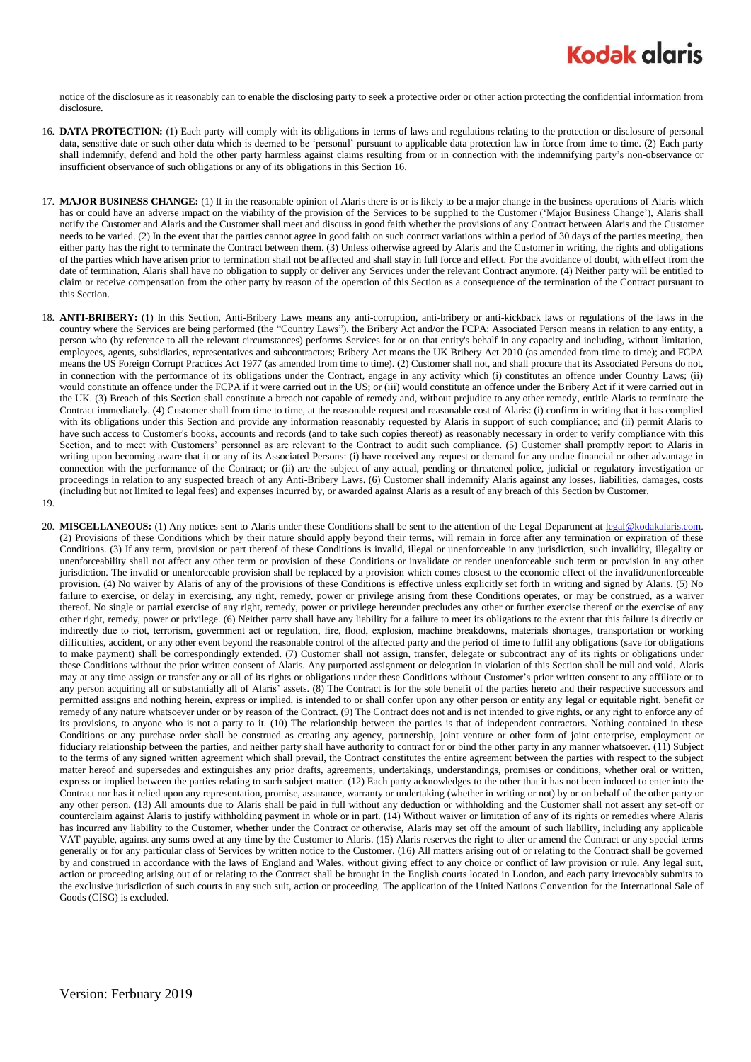notice of the disclosure as it reasonably can to enable the disclosing party to seek a protective order or other action protecting the confidential information from disclosure.

16. **DATA PROTECTION:** (1) Each party will comply with its obligations in terms of laws and regulations relating to the protection or disclosure of personal data, sensitive date or such other data which is deemed to be 'personal' pursuant to applicable data protection law in force from time to time. (2) Each party shall indemnify, defend and hold the other party harmless against claims resulting from or in connection with the indemnifying party's non-observance or insufficient observance of such obligations or any of its obligations in this Section 16.

17. **MAJOR BUSINESS CHANGE:** (1) If in the reasonable opinion of Alaris there is or is likely to be a major change in the business operations of Alaris which has or could have an adverse impact on the viability of the provision of the Services to be supplied to the Customer ('Major Business Change'), Alaris shall notify the Customer and Alaris and the Customer shall meet and discuss in good faith whether the provisions of any Contract between Alaris and the Customer needs to be varied. (2) In the event that the parties cannot agree in good faith on such contract variations within a period of 30 days of the parties meeting, then either party has the right to terminate the Contract between them. (3) Unless otherwise agreed by Alaris and the Customer in writing, the rights and obligations of the parties which have arisen prior to termination shall not be affected and shall stay in full force and effect. For the avoidance of doubt, with effect from the date of termination, Alaris shall have no obligation to supply or deliver any Services under the relevant Contract anymore. (4) Neither party will be entitled to claim or receive compensation from the other party by reason of the operation of this Section as a consequence of the termination of the Contract pursuant to this Section.

18. **ANTI-BRIBERY:** (1) In this Section, Anti-Bribery Laws means any anti-corruption, anti-bribery or anti-kickback laws or regulations of the laws in the country where the Services are being performed (the "Country Laws"), the Bribery Act and/or the FCPA; Associated Person means in relation to any entity, a person who (by reference to all the relevant circumstances) performs Services for or on that entity's behalf in any capacity and including, without limitation, employees, agents, subsidiaries, representatives and subcontractors; Bribery Act means the UK Bribery Act 2010 (as amended from time to time); and FCPA means the US Foreign Corrupt Practices Act 1977 (as amended from time to time). (2) Customer shall not, and shall procure that its Associated Persons do not, in connection with the performance of its obligations under the Contract, engage in any activity which (i) constitutes an offence under Country Laws; (ii) would constitute an offence under the FCPA if it were carried out in the US; or (iii) would constitute an offence under the Bribery Act if it were carried out in the UK. (3) Breach of this Section shall constitute a breach not capable of remedy and, without prejudice to any other remedy, entitle Alaris to terminate the Contract immediately. (4) Customer shall from time to time, at the reasonable request and reasonable cost of Alaris: (i) confirm in writing that it has complied with its obligations under this Section and provide any information reasonably requested by Alaris in support of such compliance; and (ii) permit Alaris to have such access to Customer's books, accounts and records (and to take such copies thereof) as reasonably necessary in order to verify compliance with this Section, and to meet with Customers' personnel as are relevant to the Contract to audit such compliance. (5) Customer shall promptly report to Alaris in writing upon becoming aware that it or any of its Associated Persons: (i) have received any request or demand for any undue financial or other advantage in connection with the performance of the Contract; or (ii) are the subject of any actual, pending or threatened police, judicial or regulatory investigation or proceedings in relation to any suspected breach of any Anti-Bribery Laws. (6) Customer shall indemnify Alaris against any losses, liabilities, damages, costs (including but not limited to legal fees) and expenses incurred by, or awarded against Alaris as a result of any breach of this Section by Customer.

19.

20. **MISCELLANEOUS:** (1) Any notices sent to Alaris under these Conditions shall be sent to the attention of the Legal Department at legal@kodakalaris.com. (2) Provisions of these Conditions which by their nature should apply beyond their terms, will remain in force after any termination or expiration of these Conditions. (3) If any term, provision or part thereof of these Conditions is invalid, illegal or unenforceable in any jurisdiction, such invalidity, illegality or unenforceability shall not affect any other term or provision of these Conditions or invalidate or render unenforceable such term or provision in any other jurisdiction. The invalid or unenforceable provision shall be replaced by a provision which comes closest to the economic effect of the invalid/unenforceable provision. (4) No waiver by Alaris of any of the provisions of these Conditions is effective unless explicitly set forth in writing and signed by Alaris. (5) No failure to exercise, or delay in exercising, any right, remedy, power or privilege arising from these Conditions operates, or may be construed, as a waiver thereof. No single or partial exercise of any right, remedy, power or privilege hereunder precludes any other or further exercise thereof or the exercise of any other right, remedy, power or privilege. (6) Neither party shall have any liability for a failure to meet its obligations to the extent that this failure is directly or indirectly due to riot, terrorism, government act or regulation, fire, flood, explosion, machine breakdowns, materials shortages, transportation or working difficulties, accident, or any other event beyond the reasonable control of the affected party and the period of time to fulfil any obligations (save for obligations to make payment) shall be correspondingly extended. (7) Customer shall not assign, transfer, delegate or subcontract any of its rights or obligations under these Conditions without the prior written consent of Alaris. Any purported assignment or delegation in violation of this Section shall be null and void. Alaris may at any time assign or transfer any or all of its rights or obligations under these Conditions without Customer's prior written consent to any affiliate or to any person acquiring all or substantially all of Alaris' assets. (8) The Contract is for the sole benefit of the parties hereto and their respective successors and permitted assigns and nothing herein, express or implied, is intended to or shall confer upon any other person or entity any legal or equitable right, benefit or remedy of any nature whatsoever under or by reason of the Contract. (9) The Contract does not and is not intended to give rights, or any right to enforce any of its provisions, to anyone who is not a party to it. (10) The relationship between the parties is that of independent contractors. Nothing contained in these Conditions or any purchase order shall be construed as creating any agency, partnership, joint venture or other form of joint enterprise, employment or fiduciary relationship between the parties, and neither party shall have authority to contract for or bind the other party in any manner whatsoever. (11) Subject to the terms of any signed written agreement which shall prevail, the Contract constitutes the entire agreement between the parties with respect to the subject matter hereof and supersedes and extinguishes any prior drafts, agreements, undertakings, understandings, promises or conditions, whether oral or written, express or implied between the parties relating to such subject matter. (12) Each party acknowledges to the other that it has not been induced to enter into the Contract nor has it relied upon any representation, promise, assurance, warranty or undertaking (whether in writing or not) by or on behalf of the other party or any other person. (13) All amounts due to Alaris shall be paid in full without any deduction or withholding and the Customer shall not assert any set-off or counterclaim against Alaris to justify withholding payment in whole or in part. (14) Without waiver or limitation of any of its rights or remedies where Alaris has incurred any liability to the Customer, whether under the Contract or otherwise, Alaris may set off the amount of such liability, including any applicable VAT payable, against any sums owed at any time by the Customer to Alaris. (15) Alaris reserves the right to alter or amend the Contract or any special terms generally or for any particular class of Services by written notice to the Customer. (16) All matters arising out of or relating to the Contract shall be governed by and construed in accordance with the laws of England and Wales, without giving effect to any choice or conflict of law provision or rule. Any legal suit, action or proceeding arising out of or relating to the Contract shall be brought in the English courts located in London, and each party irrevocably submits to the exclusive jurisdiction of such courts in any such suit, action or proceeding. The application of the United Nations Convention for the International Sale of Goods (CISG) is excluded.

Version: Ferbuary 2019